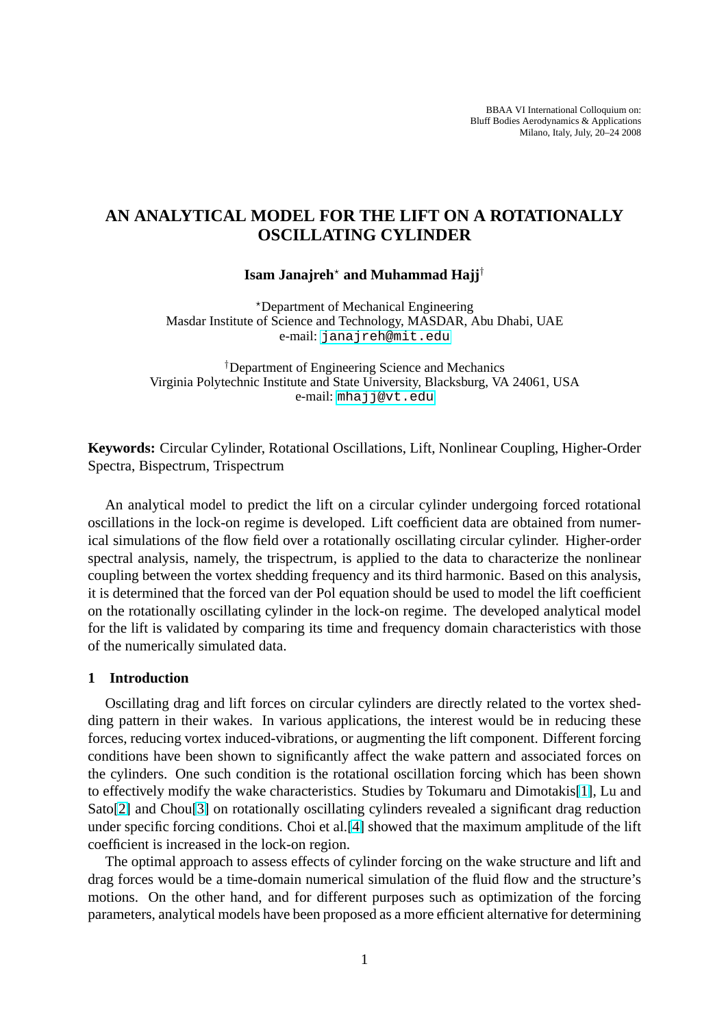# AN ANALYTICAL MODEL FOR THE LIFT ON A ROTATIONALLY OSCILLATING CYLINDER

**Isam Janajreh[⋆] and Muhammad Hajj[†]**

[⋆]Department of Mechanical Engineering
Masdar Institute of Science and Technology, MASDAR, Abu Dhabi, UAE
e-mail: janajreh@mit.edu

[†]Department of Engineering Science and Mechanics
Virginia Polytechnic Institute and State University, Blacksburg, VA 24061, USA
e-mail: mhajj@vt.edu

**Keywords:** Circular Cylinder, Rotational Oscillations, Lift, Nonlinear Coupling, Higher-Order Spectra, Bispectrum, Trispectrum

An analytical model to predict the lift on a circular cylinder undergoing forced rotational oscillations in the lock-on regime is developed. Lift coefficient data are obtained from numerical simulations of the flow field over a rotationally oscillating circular cylinder. Higher-order spectral analysis, namely, the trispectrum, is applied to the data to characterize the nonlinear coupling between the vortex shedding frequency and its third harmonic. Based on this analysis, it is determined that the forced van der Pol equation should be used to model the lift coefficient on the rotationally oscillating cylinder in the lock-on regime. The developed analytical model for the lift is validated by comparing its time and frequency domain characteristics with those of the numerically simulated data.

## 1 Introduction

Oscillating drag and lift forces on circular cylinders are directly related to the vortex shedding pattern in their wakes. In various applications, the interest would be in reducing these forces, reducing vortex induced-vibrations, or augmenting the lift component. Different forcing conditions have been shown to significantly affect the wake pattern and associated forces on the cylinders. One such condition is the rotational oscillation forcing which has been shown to effectively modify the wake characteristics. Studies by Tokumaru and Dimotakis[1], Lu and Sato[2] and Chou[3] on rotationally oscillating cylinders revealed a significant drag reduction under specific forcing conditions. Choi et al.[4] showed that the maximum amplitude of the lift coefficient is increased in the lock-on region.

The optimal approach to assess effects of cylinder forcing on the wake structure and lift and drag forces would be a time-domain numerical simulation of the fluid flow and the structure's motions. On the other hand, and for different purposes such as optimization of the forcing parameters, analytical models have been proposed as a more efficient alternative for determining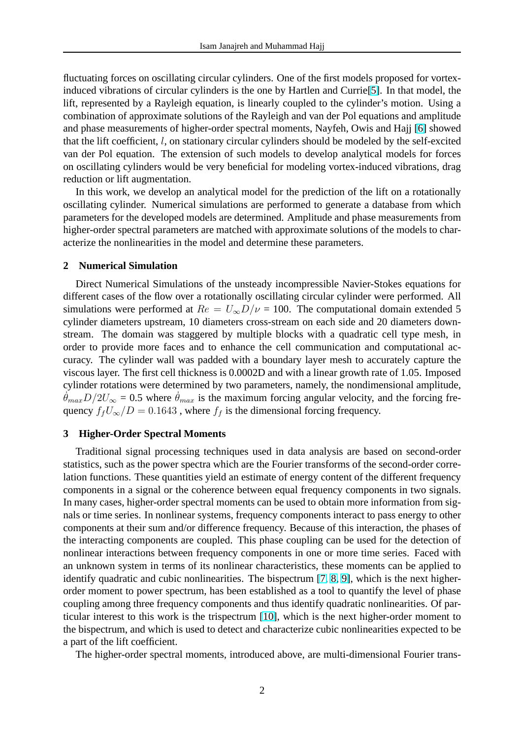fluctuating forces on oscillating circular cylinders. One of the first models proposed for vortex-induced vibrations of circular cylinders is the one by Hartlen and Currie[5]. In that model, the lift, represented by a Rayleigh equation, is linearly coupled to the cylinder's motion. Using a combination of approximate solutions of the Rayleigh and van der Pol equations and amplitude and phase measurements of higher-order spectral moments, Nayfeh, Owis and Hajj [6] showed that the lift coefficient, $l$, on stationary circular cylinders should be modeled by the self-excited van der Pol equation. The extension of such models to develop analytical models for forces on oscillating cylinders would be very beneficial for modeling vortex-induced vibrations, drag reduction or lift augmentation.

In this work, we develop an analytical model for the prediction of the lift on a rotationally oscillating cylinder. Numerical simulations are performed to generate a database from which parameters for the developed models are determined. Amplitude and phase measurements from higher-order spectral parameters are matched with approximate solutions of the models to characterize the nonlinearities in the model and determine these parameters.

## 2 Numerical Simulation

Direct Numerical Simulations of the unsteady incompressible Navier-Stokes equations for different cases of the flow over a rotationally oscillating circular cylinder were performed. All simulations were performed at $Re = U_\infty D/\nu$ = 100. The computational domain extended 5 cylinder diameters upstream, 10 diameters cross-stream on each side and 20 diameters downstream. The domain was staggered by multiple blocks with a quadratic cell type mesh, in order to provide more faces and to enhance the cell communication and computational accuracy. The cylinder wall was padded with a boundary layer mesh to accurately capture the viscous layer. The first cell thickness is 0.0002D and with a linear growth rate of 1.05. Imposed cylinder rotations were determined by two parameters, namely, the nondimensional amplitude, $\dot{\theta}_{max}D/2U_\infty$ = 0.5 where $\dot{\theta}_{max}$ is the maximum forcing angular velocity, and the forcing frequency $f_f U_\infty/D = 0.1643$ , where $f_f$ is the dimensional forcing frequency.

## 3 Higher-Order Spectral Moments

Traditional signal processing techniques used in data analysis are based on second-order statistics, such as the power spectra which are the Fourier transforms of the second-order correlation functions. These quantities yield an estimate of energy content of the different frequency components in a signal or the coherence between equal frequency components in two signals. In many cases, higher-order spectral moments can be used to obtain more information from signals or time series. In nonlinear systems, frequency components interact to pass energy to other components at their sum and/or difference frequency. Because of this interaction, the phases of the interacting components are coupled. This phase coupling can be used for the detection of nonlinear interactions between frequency components in one or more time series. Faced with an unknown system in terms of its nonlinear characteristics, these moments can be applied to identify quadratic and cubic nonlinearities. The bispectrum [7, 8, 9], which is the next higher-order moment to power spectrum, has been established as a tool to quantify the level of phase coupling among three frequency components and thus identify quadratic nonlinearities. Of particular interest to this work is the trispectrum [10], which is the next higher-order moment to the bispectrum, and which is used to detect and characterize cubic nonlinearities expected to be a part of the lift coefficient.

The higher-order spectral moments, introduced above, are multi-dimensional Fourier trans-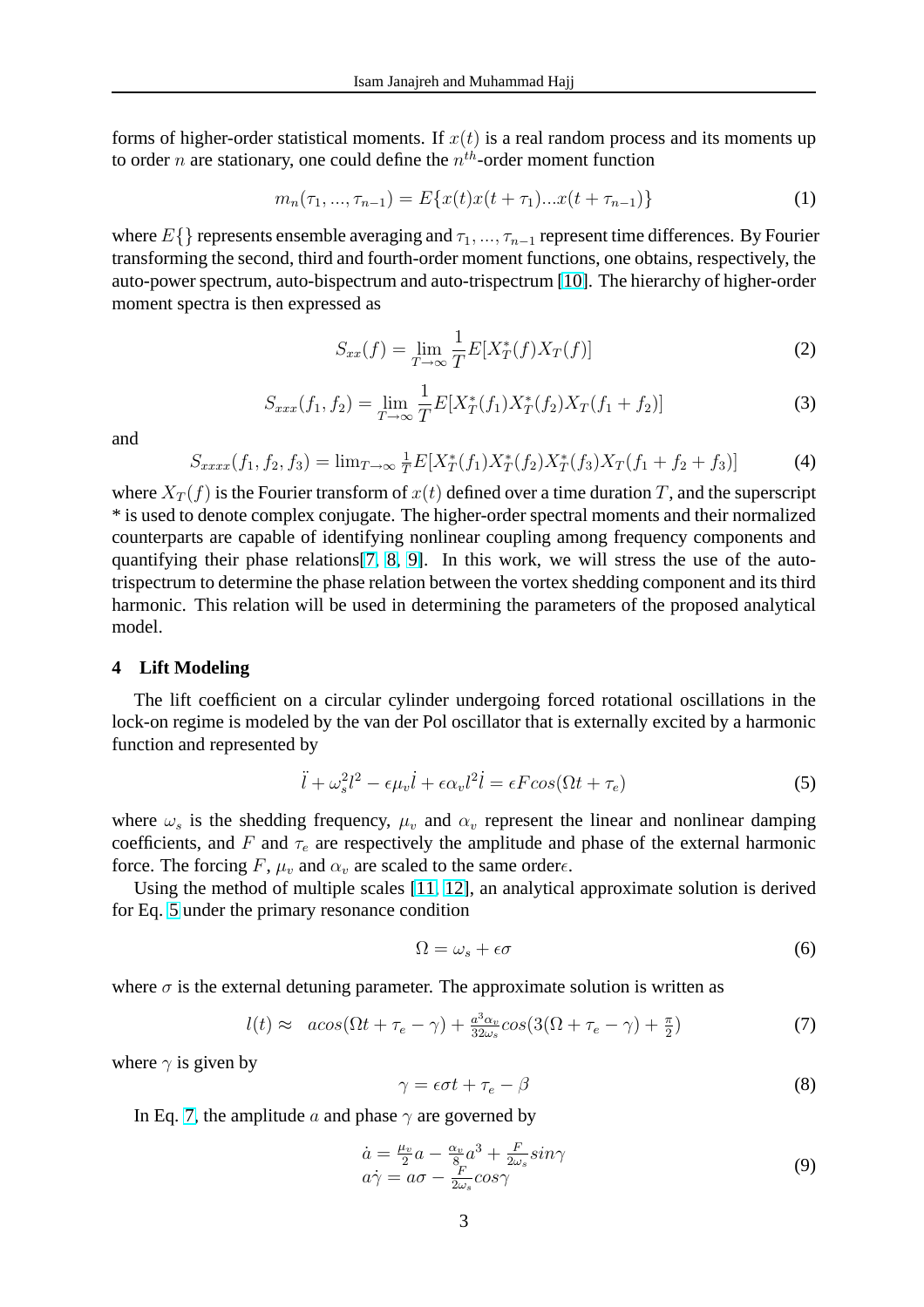forms of higher-order statistical moments. If $x(t)$ is a real random process and its moments up to order $n$ are stationary, one could define the $n^{th}$-order moment function

$$m_n(\tau_1, ..., \tau_{n-1}) = E\{x(t)x(t+\tau_1)...x(t+\tau_{n-1})\} \tag{1}$$

where $E\{\}$ represents ensemble averaging and $\tau_1, ..., \tau_{n-1}$ represent time differences. By Fourier transforming the second, third and fourth-order moment functions, one obtains, respectively, the auto-power spectrum, auto-bispectrum and auto-trispectrum [10]. The hierarchy of higher-order moment spectra is then expressed as

$$S_{xx}(f) = \lim_{T\to\infty} \frac{1}{T} E[X_T^*(f)X_T(f)] \tag{2}$$

$$S_{xxx}(f_1, f_2) = \lim_{T\to\infty} \frac{1}{T} E[X_T^*(f_1)X_T^*(f_2)X_T(f_1+f_2)] \tag{3}$$

and

$$S_{xxxx}(f_1, f_2, f_3) = \lim_{T\to\infty} \frac{1}{T} E[X_T^*(f_1)X_T^*(f_2)X_T^*(f_3)X_T(f_1+f_2+f_3)] \tag{4}$$

where $X_T(f)$ is the Fourier transform of $x(t)$ defined over a time duration $T$, and the superscript * is used to denote complex conjugate. The higher-order spectral moments and their normalized counterparts are capable of identifying nonlinear coupling among frequency components and quantifying their phase relations[7, 8, 9]. In this work, we will stress the use of the auto-trispectrum to determine the phase relation between the vortex shedding component and its third harmonic. This relation will be used in determining the parameters of the proposed analytical model.

## 4 Lift Modeling

The lift coefficient on a circular cylinder undergoing forced rotational oscillations in the lock-on regime is modeled by the van der Pol oscillator that is externally excited by a harmonic function and represented by

$$\ddot{l} + \omega_s^2 l^2 - \epsilon\mu_v \dot{l} + \epsilon\alpha_v l^2 \dot{l} = \epsilon F cos(\Omega t + \tau_e) \tag{5}$$

where $\omega_s$ is the shedding frequency, $\mu_v$ and $\alpha_v$ represent the linear and nonlinear damping coefficients, and $F$ and $\tau_e$ are respectively the amplitude and phase of the external harmonic force. The forcing $F$, $\mu_v$ and $\alpha_v$ are scaled to the same order$\epsilon$.

Using the method of multiple scales [11, 12], an analytical approximate solution is derived for Eq. 5 under the primary resonance condition

$$\Omega = \omega_s + \epsilon\sigma \tag{6}$$

where $\sigma$ is the external detuning parameter. The approximate solution is written as

$$l(t) \approx \quad a cos(\Omega t + \tau_e - \gamma) + \frac{a^3\alpha_v}{32\omega_s} cos(3(\Omega + \tau_e - \gamma) + \frac{\pi}{2}) \tag{7}$$

where $\gamma$ is given by

$$\gamma = \epsilon\sigma t + \tau_e - \beta \tag{8}$$

In Eq. 7, the amplitude $a$ and phase $\gamma$ are governed by

$$\begin{aligned} \dot{a} &= \frac{\mu_v}{2}a - \frac{\alpha_v}{8}a^3 + \frac{F}{2\omega_s} sin\gamma \\ a\dot{\gamma} &= a\sigma - \frac{F}{2\omega_s} cos\gamma \end{aligned} \tag{9}$$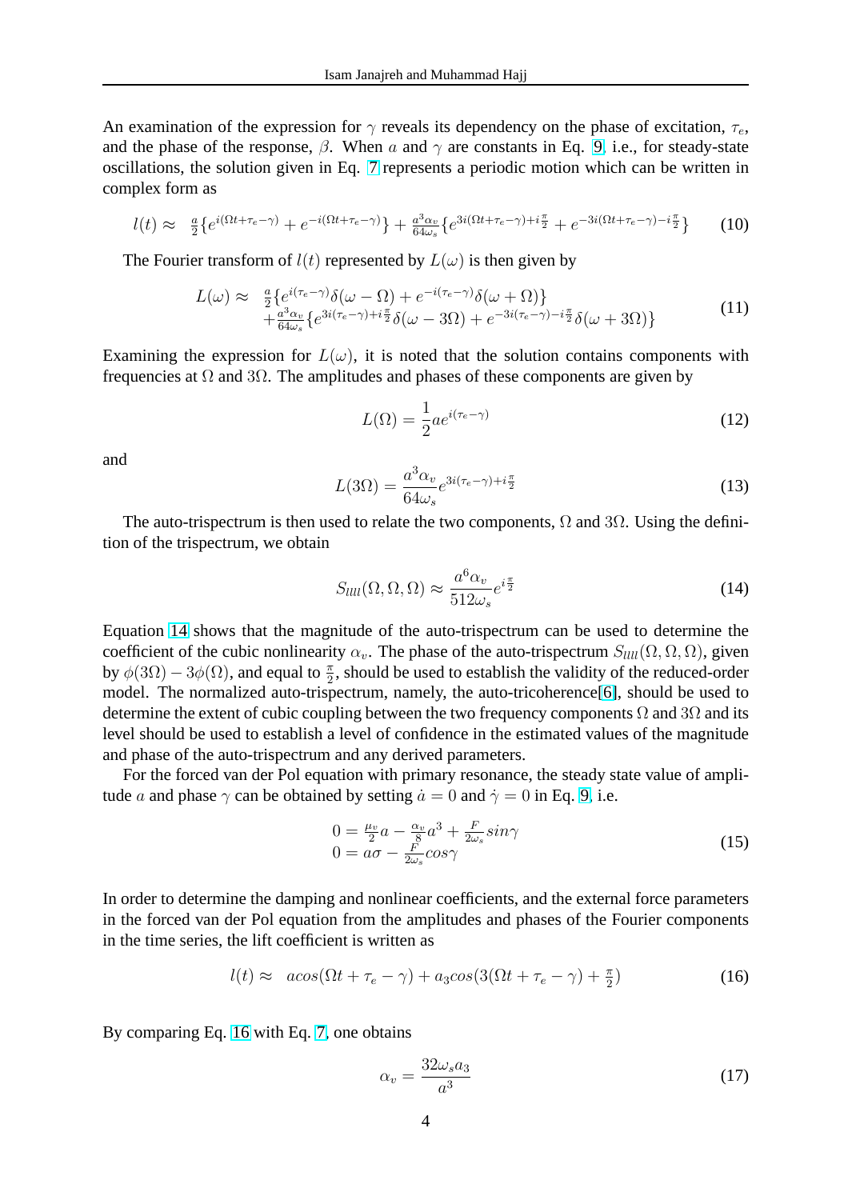An examination of the expression for $\gamma$ reveals its dependency on the phase of excitation, $\tau_e$, and the phase of the response, $\beta$. When $a$ and $\gamma$ are constants in Eq. 9, i.e., for steady-state oscillations, the solution given in Eq. 7 represents a periodic motion which can be written in complex form as

$$l(t) \approx \frac{a}{2}\{e^{i(\Omega t+\tau_e-\gamma)} + e^{-i(\Omega t+\tau_e-\gamma)}\} + \frac{a^3\alpha_v}{64\omega_s}\{e^{3i(\Omega t+\tau_e-\gamma)+i\frac{\pi}{2}} + e^{-3i(\Omega t+\tau_e-\gamma)-i\frac{\pi}{2}}\} \tag{10}$$

The Fourier transform of $l(t)$ represented by $L(\omega)$ is then given by

$$\begin{aligned} L(\omega) \approx\ & \frac{a}{2}\{e^{i(\tau_e-\gamma)}\delta(\omega-\Omega) + e^{-i(\tau_e-\gamma)}\delta(\omega+\Omega)\} \\ & + \frac{a^3\alpha_v}{64\omega_s}\{e^{3i(\tau_e-\gamma)+i\frac{\pi}{2}}\delta(\omega-3\Omega) + e^{-3i(\tau_e-\gamma)-i\frac{\pi}{2}}\delta(\omega+3\Omega)\} \end{aligned} \tag{11}$$

Examining the expression for $L(\omega)$, it is noted that the solution contains components with frequencies at $\Omega$ and $3\Omega$. The amplitudes and phases of these components are given by

$$L(\Omega) = \frac{1}{2}ae^{i(\tau_e-\gamma)} \tag{12}$$

and

$$L(3\Omega) = \frac{a^3\alpha_v}{64\omega_s}e^{3i(\tau_e-\gamma)+i\frac{\pi}{2}} \tag{13}$$

The auto-trispectrum is then used to relate the two components, $\Omega$ and $3\Omega$. Using the definition of the trispectrum, we obtain

$$S_{llll}(\Omega,\Omega,\Omega) \approx \frac{a^6\alpha_v}{512\omega_s}e^{i\frac{\pi}{2}} \tag{14}$$

Equation 14 shows that the magnitude of the auto-trispectrum can be used to determine the coefficient of the cubic nonlinearity $\alpha_v$. The phase of the auto-trispectrum $S_{llll}(\Omega,\Omega,\Omega)$, given by $\phi(3\Omega) - 3\phi(\Omega)$, and equal to $\frac{\pi}{2}$, should be used to establish the validity of the reduced-order model. The normalized auto-trispectrum, namely, the auto-tricoherence[6], should be used to determine the extent of cubic coupling between the two frequency components $\Omega$ and $3\Omega$ and its level should be used to establish a level of confidence in the estimated values of the magnitude and phase of the auto-trispectrum and any derived parameters.

For the forced van der Pol equation with primary resonance, the steady state value of amplitude $a$ and phase $\gamma$ can be obtained by setting $\dot{a} = 0$ and $\dot{\gamma} = 0$ in Eq. 9, i.e.

$$\begin{aligned} 0 &= \frac{\mu_v}{2}a - \frac{\alpha_v}{8}a^3 + \frac{F}{2\omega_s}sin\gamma \\ 0 &= a\sigma - \frac{F}{2\omega_s}cos\gamma \end{aligned} \tag{15}$$

In order to determine the damping and nonlinear coefficients, and the external force parameters in the forced van der Pol equation from the amplitudes and phases of the Fourier components in the time series, the lift coefficient is written as

$$l(t) \approx \ acos(\Omega t + \tau_e - \gamma) + a_3cos(3(\Omega t + \tau_e - \gamma) + \tfrac{\pi}{2}) \tag{16}$$

By comparing Eq. 16 with Eq. 7, one obtains

$$\alpha_v = \frac{32\omega_s a_3}{a^3} \tag{17}$$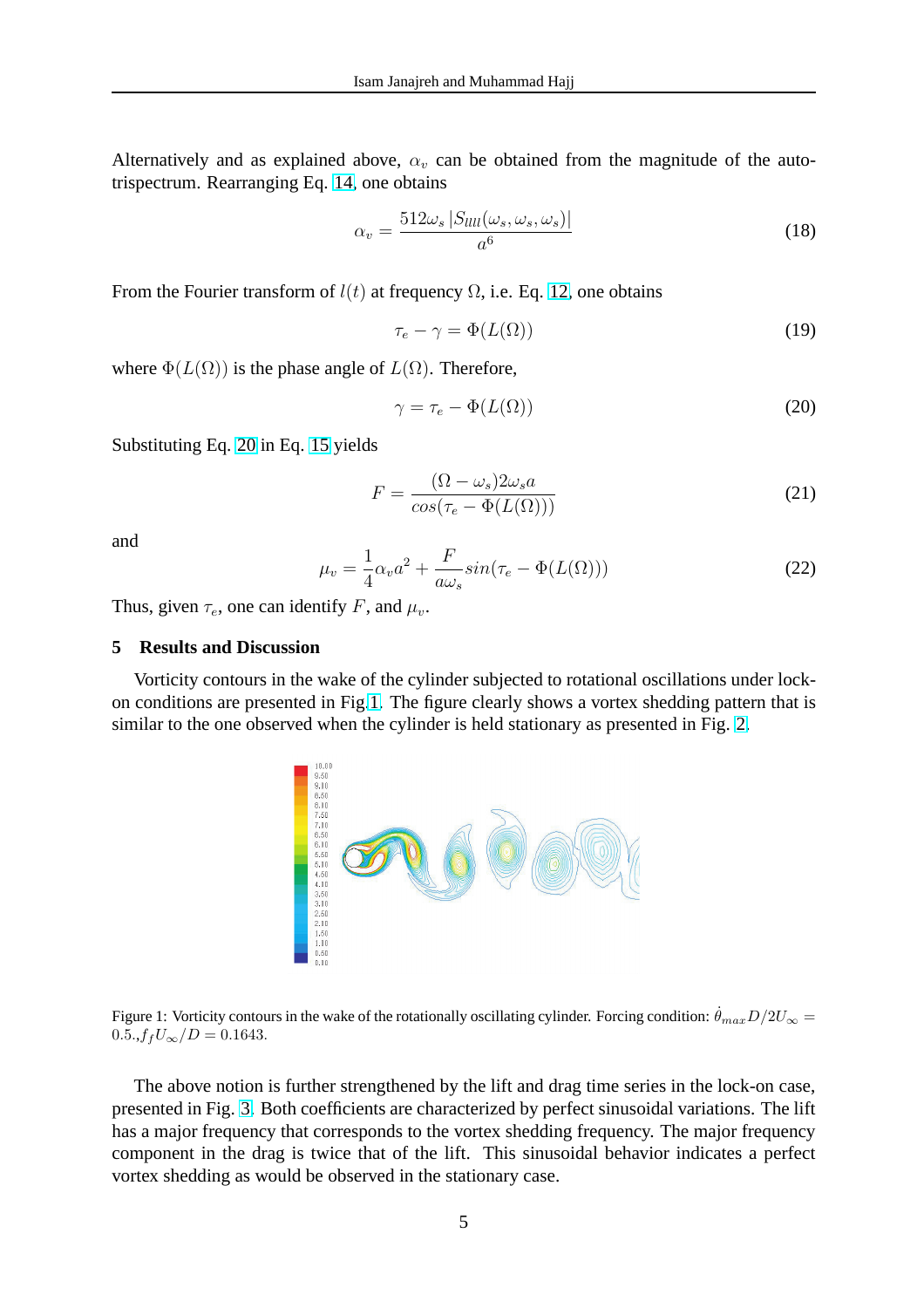Alternatively and as explained above, $\alpha_v$ can be obtained from the magnitude of the auto-trispectrum. Rearranging Eq. 14, one obtains

$$\alpha_v = \frac{512\omega_s \left|S_{llll}(\omega_s, \omega_s, \omega_s)\right|}{a^6} \tag{18}$$

From the Fourier transform of $l(t)$ at frequency $\Omega$, i.e. Eq. 12, one obtains

$$\tau_e - \gamma = \Phi(L(\Omega)) \tag{19}$$

where $\Phi(L(\Omega))$ is the phase angle of $L(\Omega)$. Therefore,

$$\gamma = \tau_e - \Phi(L(\Omega)) \tag{20}$$

Substituting Eq. 20 in Eq. 15 yields

$$F = \frac{(\Omega - \omega_s)2\omega_s a}{cos(\tau_e - \Phi(L(\Omega)))} \tag{21}$$

and

$$\mu_v = \frac{1}{4}\alpha_v a^2 + \frac{F}{a\omega_s} sin(\tau_e - \Phi(L(\Omega))) \tag{22}$$

Thus, given $\tau_e$, one can identify $F$, and $\mu_v$.

## 5 Results and Discussion

Vorticity contours in the wake of the cylinder subjected to rotational oscillations under lock-on conditions are presented in Fig.1. The figure clearly shows a vortex shedding pattern that is similar to the one observed when the cylinder is held stationary as presented in Fig. 2.

Figure 1: Vorticity contours in the wake of the rotationally oscillating cylinder. Forcing condition: $\dot{\theta}_{max}D/2U_\infty = 0.5.$, $f_f U_\infty/D = 0.1643$.

The above notion is further strengthened by the lift and drag time series in the lock-on case, presented in Fig. 3. Both coefficients are characterized by perfect sinusoidal variations. The lift has a major frequency that corresponds to the vortex shedding frequency. The major frequency component in the drag is twice that of the lift. This sinusoidal behavior indicates a perfect vortex shedding as would be observed in the stationary case.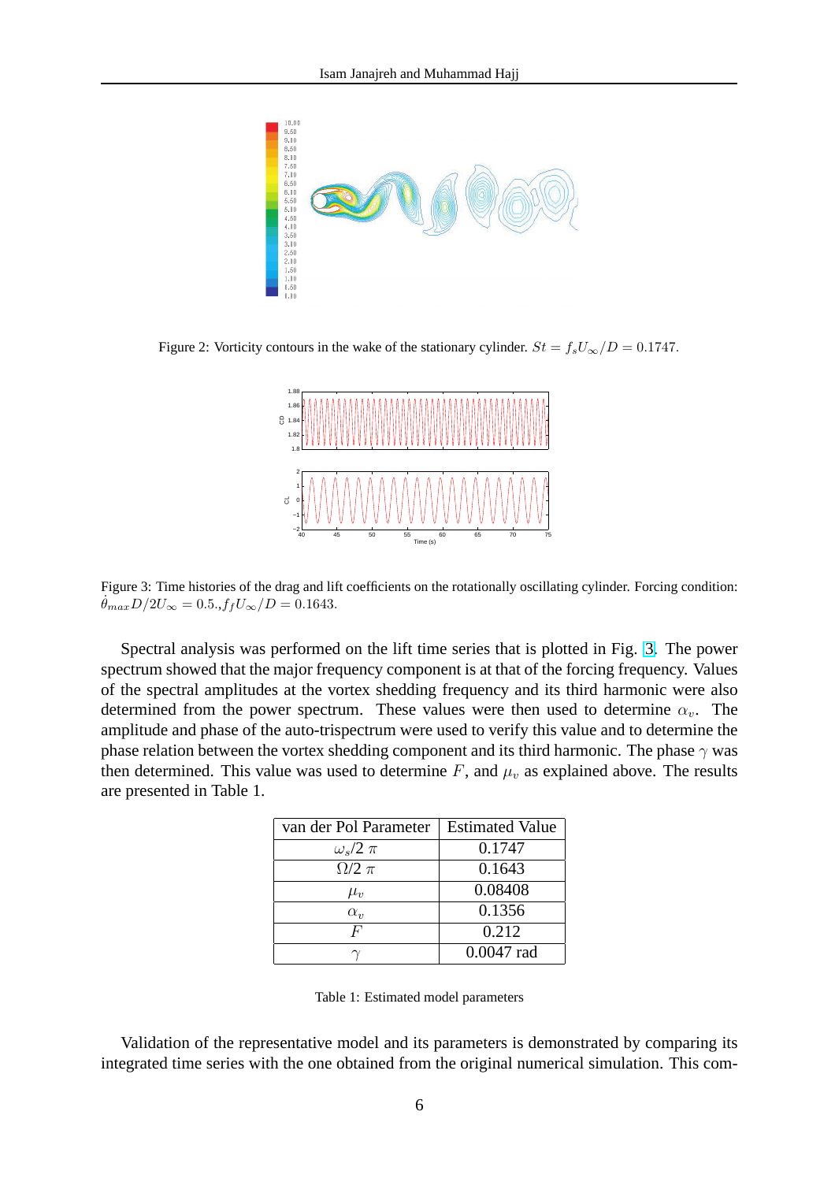Figure 2: Vorticity contours in the wake of the stationary cylinder. $St = f_s U_\infty / D = 0.1747$.

Figure 3: Time histories of the drag and lift coefficients on the rotationally oscillating cylinder. Forcing condition: $\dot{\theta}_{max} D / 2U_\infty = 0.5., f_f U_\infty / D = 0.1643$.

Spectral analysis was performed on the lift time series that is plotted in Fig. 3. The power spectrum showed that the major frequency component is at that of the forcing frequency. Values of the spectral amplitudes at the vortex shedding frequency and its third harmonic were also determined from the power spectrum. These values were then used to determine $\alpha_v$. The amplitude and phase of the auto-trispectrum were used to verify this value and to determine the phase relation between the vortex shedding component and its third harmonic. The phase $\gamma$ was then determined. This value was used to determine $F$, and $\mu_v$ as explained above. The results are presented in Table 1.

| van der Pol Parameter | Estimated Value |
|---|---|
| $\omega_s/2\ \pi$ | 0.1747 |
| $\Omega/2\ \pi$ | 0.1643 |
| $\mu_v$ | 0.08408 |
| $\alpha_v$ | 0.1356 |
| $F$ | 0.212 |
| $\gamma$ | 0.0047 rad |

Table 1: Estimated model parameters

Validation of the representative model and its parameters is demonstrated by comparing its integrated time series with the one obtained from the original numerical simulation. This com-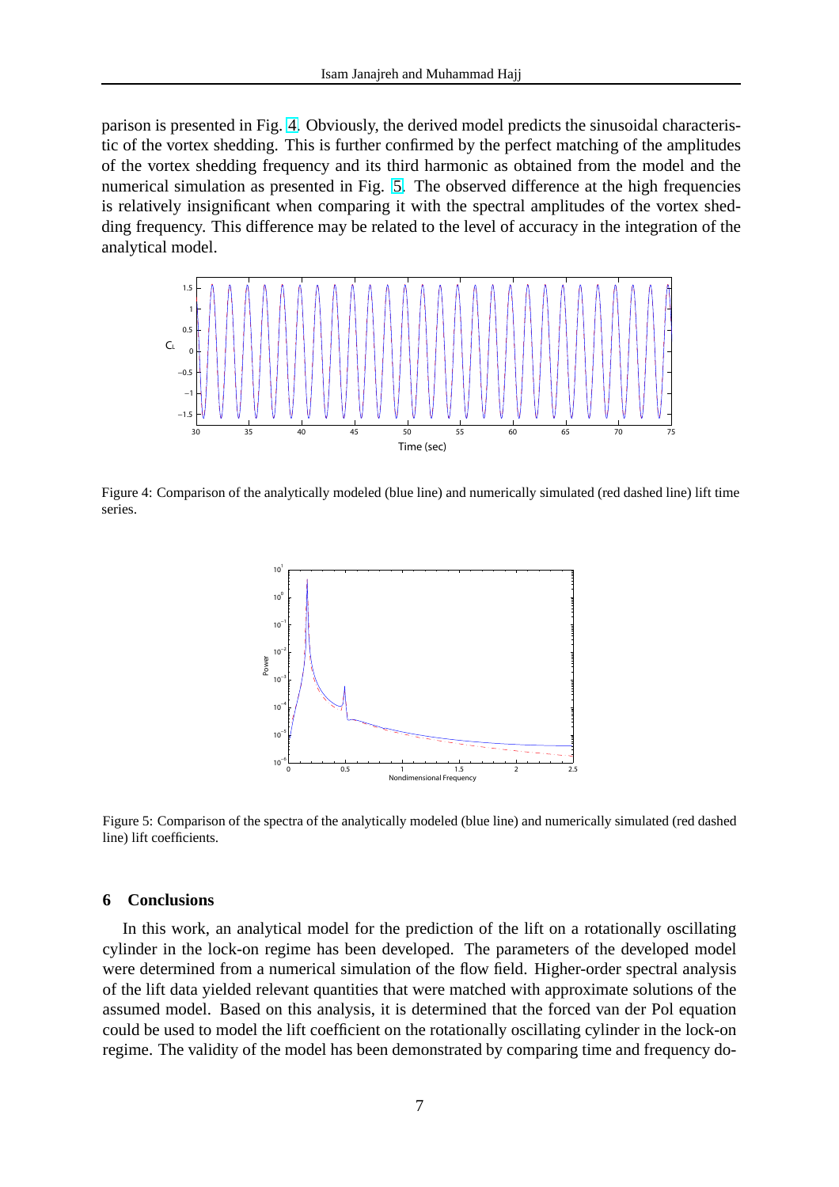parison is presented in Fig. 4. Obviously, the derived model predicts the sinusoidal characteristic of the vortex shedding. This is further confirmed by the perfect matching of the amplitudes of the vortex shedding frequency and its third harmonic as obtained from the model and the numerical simulation as presented in Fig. 5. The observed difference at the high frequencies is relatively insignificant when comparing it with the spectral amplitudes of the vortex shedding frequency. This difference may be related to the level of accuracy in the integration of the analytical model.

Figure 4: Comparison of the analytically modeled (blue line) and numerically simulated (red dashed line) lift time series.

Figure 5: Comparison of the spectra of the analytically modeled (blue line) and numerically simulated (red dashed line) lift coefficients.

## 6 Conclusions

In this work, an analytical model for the prediction of the lift on a rotationally oscillating cylinder in the lock-on regime has been developed. The parameters of the developed model were determined from a numerical simulation of the flow field. Higher-order spectral analysis of the lift data yielded relevant quantities that were matched with approximate solutions of the assumed model. Based on this analysis, it is determined that the forced van der Pol equation could be used to model the lift coefficient on the rotationally oscillating cylinder in the lock-on regime. The validity of the model has been demonstrated by comparing time and frequency do-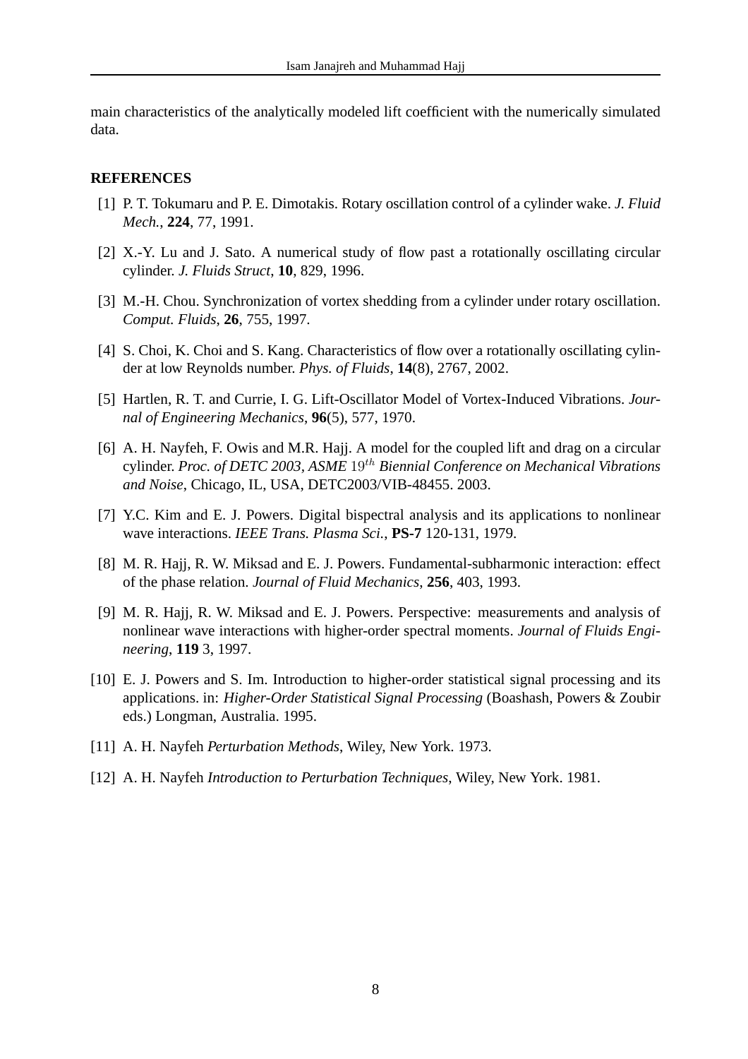main characteristics of the analytically modeled lift coefficient with the numerically simulated data.

## REFERENCES

[1] P. T. Tokumaru and P. E. Dimotakis. Rotary oscillation control of a cylinder wake. *J. Fluid Mech.*, **224**, 77, 1991.

[2] X.-Y. Lu and J. Sato. A numerical study of flow past a rotationally oscillating circular cylinder. *J. Fluids Struct*, **10**, 829, 1996.

[3] M.-H. Chou. Synchronization of vortex shedding from a cylinder under rotary oscillation. *Comput. Fluids*, **26**, 755, 1997.

[4] S. Choi, K. Choi and S. Kang. Characteristics of flow over a rotationally oscillating cylinder at low Reynolds number. *Phys. of Fluids*, **14**(8), 2767, 2002.

[5] Hartlen, R. T. and Currie, I. G. Lift-Oscillator Model of Vortex-Induced Vibrations. *Journal of Engineering Mechanics*, **96**(5), 577, 1970.

[6] A. H. Nayfeh, F. Owis and M.R. Hajj. A model for the coupled lift and drag on a circular cylinder. *Proc. of DETC 2003, ASME* $19^{th}$ *Biennial Conference on Mechanical Vibrations and Noise*, Chicago, IL, USA, DETC2003/VIB-48455. 2003.

[7] Y.C. Kim and E. J. Powers. Digital bispectral analysis and its applications to nonlinear wave interactions. *IEEE Trans. Plasma Sci.*, **PS-7** 120-131, 1979.

[8] M. R. Hajj, R. W. Miksad and E. J. Powers. Fundamental-subharmonic interaction: effect of the phase relation. *Journal of Fluid Mechanics*, **256**, 403, 1993.

[9] M. R. Hajj, R. W. Miksad and E. J. Powers. Perspective: measurements and analysis of nonlinear wave interactions with higher-order spectral moments. *Journal of Fluids Engineering*, **119** 3, 1997.

[10] E. J. Powers and S. Im. Introduction to higher-order statistical signal processing and its applications. in: *Higher-Order Statistical Signal Processing* (Boashash, Powers & Zoubir eds.) Longman, Australia. 1995.

[11] A. H. Nayfeh *Perturbation Methods*, Wiley, New York. 1973.

[12] A. H. Nayfeh *Introduction to Perturbation Techniques*, Wiley, New York. 1981.